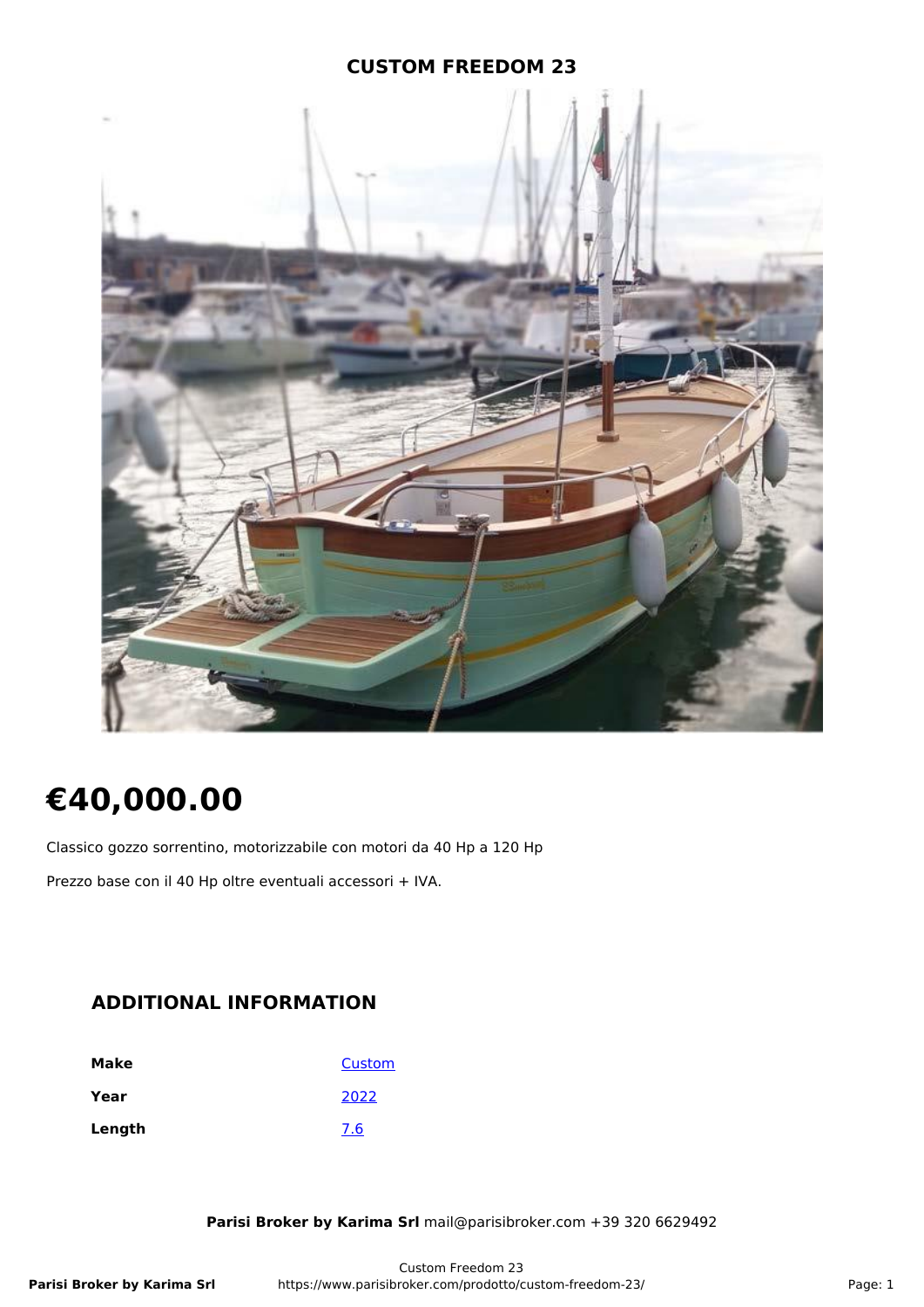# CUSTOM FREEDOM 23

# €40,000.00

Classico gozzo sorrentino, motorizzabile con motori da 40 Hp a 120 Hp

Prezzo base con il 40 Hp oltre eventuali accessori + IVA.

## ADDITIONAL INFORMATION

| | |
|---|---|
| **Make** | Custom |
| **Year** | 2022 |
| **Length** | 7.6 |

**Parisi Broker by Karima Srl** mail@parisibroker.com +39 320 6629492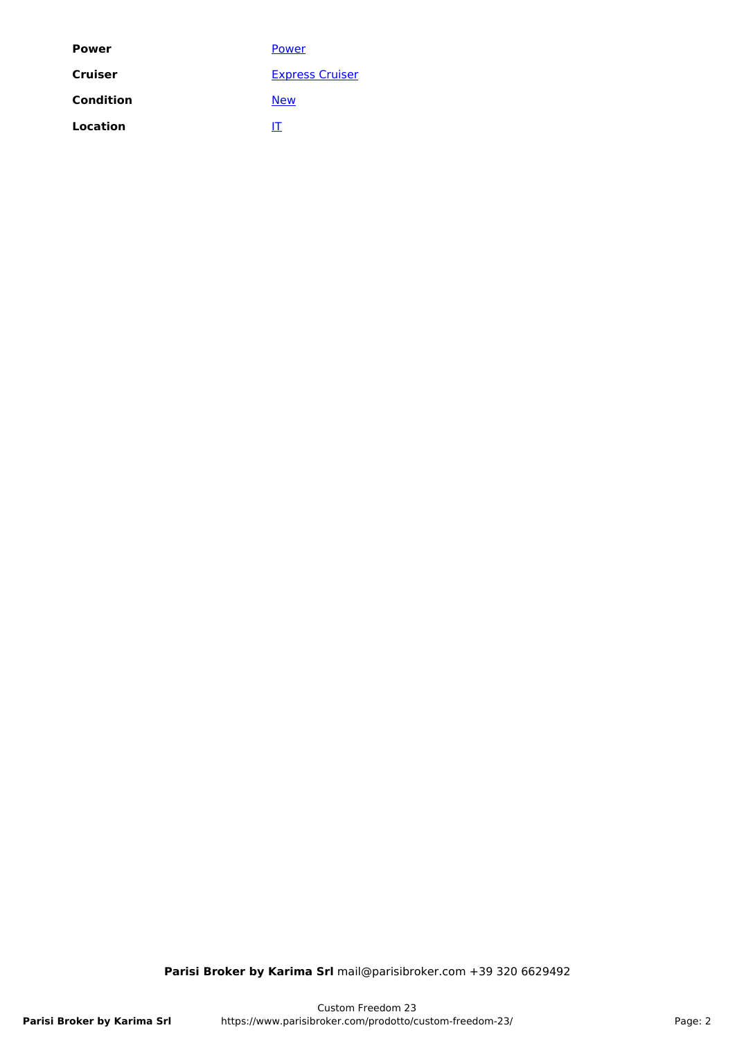| | |
|---|---|
| **Power** | [Power] |
| **Cruiser** | [Express Cruiser] |
| **Condition** | [New] |
| **Location** | [IT] |

**Parisi Broker by Karima Srl** mail@parisibroker.com +39 320 6629492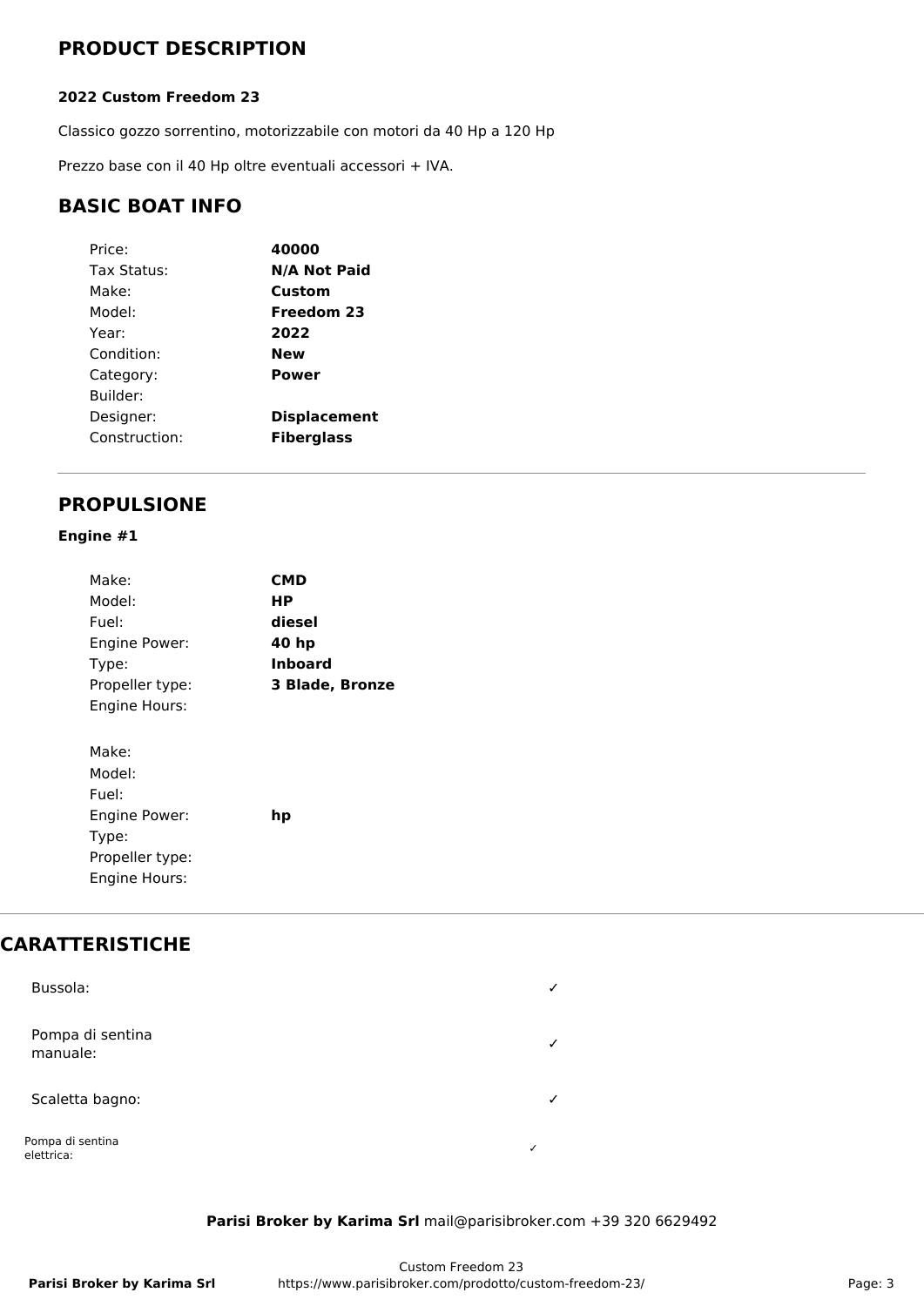## PRODUCT DESCRIPTION

**2022 Custom Freedom 23**

Classico gozzo sorrentino, motorizzabile con motori da 40 Hp a 120 Hp

Prezzo base con il 40 Hp oltre eventuali accessori + IVA.

## BASIC BOAT INFO

| | |
|---|---|
| Price: | **40000** |
| Tax Status: | **N/A Not Paid** |
| Make: | **Custom** |
| Model: | **Freedom 23** |
| Year: | **2022** |
| Condition: | **New** |
| Category: | **Power** |
| Builder: | |
| Designer: | **Displacement** |
| Construction: | **Fiberglass** |

## PROPULSIONE

**Engine #1**

| | |
|---|---|
| Make: | **CMD** |
| Model: | **HP** |
| Fuel: | **diesel** |
| Engine Power: | **40 hp** |
| Type: | **Inboard** |
| Propeller type: | **3 Blade, Bronze** |
| Engine Hours: | |

| | |
|---|---|
| Make: | |
| Model: | |
| Fuel: | |
| Engine Power: | **hp** |
| Type: | |
| Propeller type: | |
| Engine Hours: | |

## CARATTERISTICHE

| | |
|---|---|
| Bussola: | ✓ |
| Pompa di sentina manuale: | ✓ |
| Scaletta bagno: | ✓ |
| Pompa di sentina elettrica: | ✓ |

**Parisi Broker by Karima Srl** mail@parisibroker.com +39 320 6629492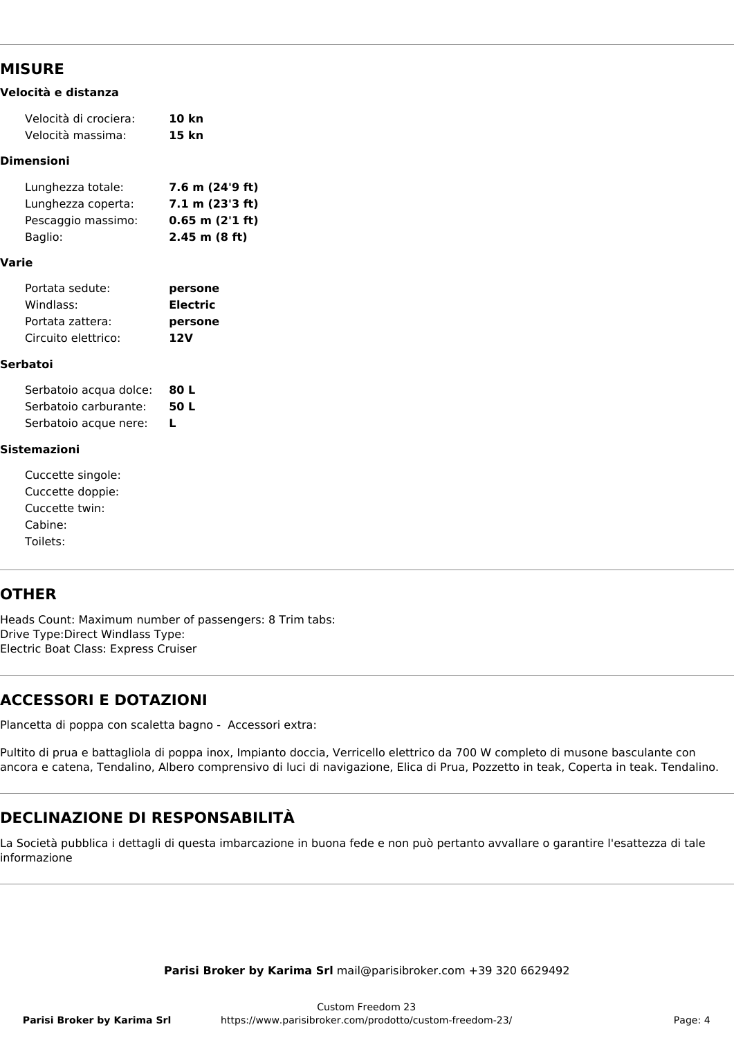## MISURE

### Velocità e distanza

| | |
|---|---|
| Velocità di crociera: | **10 kn** |
| Velocità massima: | **15 kn** |

### Dimensioni

| | |
|---|---|
| Lunghezza totale: | **7.6 m (24'9 ft)** |
| Lunghezza coperta: | **7.1 m (23'3 ft)** |
| Pescaggio massimo: | **0.65 m (2'1 ft)** |
| Baglio: | **2.45 m (8 ft)** |

### Varie

| | |
|---|---|
| Portata sedute: | **persone** |
| Windlass: | **Electric** |
| Portata zattera: | **persone** |
| Circuito elettrico: | **12V** |

### Serbatoi

| | |
|---|---|
| Serbatoio acqua dolce: | **80 L** |
| Serbatoio carburante: | **50 L** |
| Serbatoio acque nere: | **L** |

### Sistemazioni

| | |
|---|---|
| Cuccette singole: | |
| Cuccette doppie: | |
| Cuccette twin: | |
| Cabine: | |
| Toilets: | |

## OTHER

Heads Count: Maximum number of passengers: 8 Trim tabs:
Drive Type:Direct Windlass Type:
Electric Boat Class: Express Cruiser

## ACCESSORI E DOTAZIONI

Plancetta di poppa con scaletta bagno - Accessori extra:

Pultito di prua e battagliola di poppa inox, Impianto doccia, Verricello elettrico da 700 W completo di musone basculante con ancora e catena, Tendalino, Albero comprensivo di luci di navigazione, Elica di Prua, Pozzetto in teak, Coperta in teak. Tendalino.

## DECLINAZIONE DI RESPONSABILITÀ

La Società pubblica i dettagli di questa imbarcazione in buona fede e non può pertanto avvallare o garantire l'esattezza di tale informazione

**Parisi Broker by Karima Srl** mail@parisibroker.com +39 320 6629492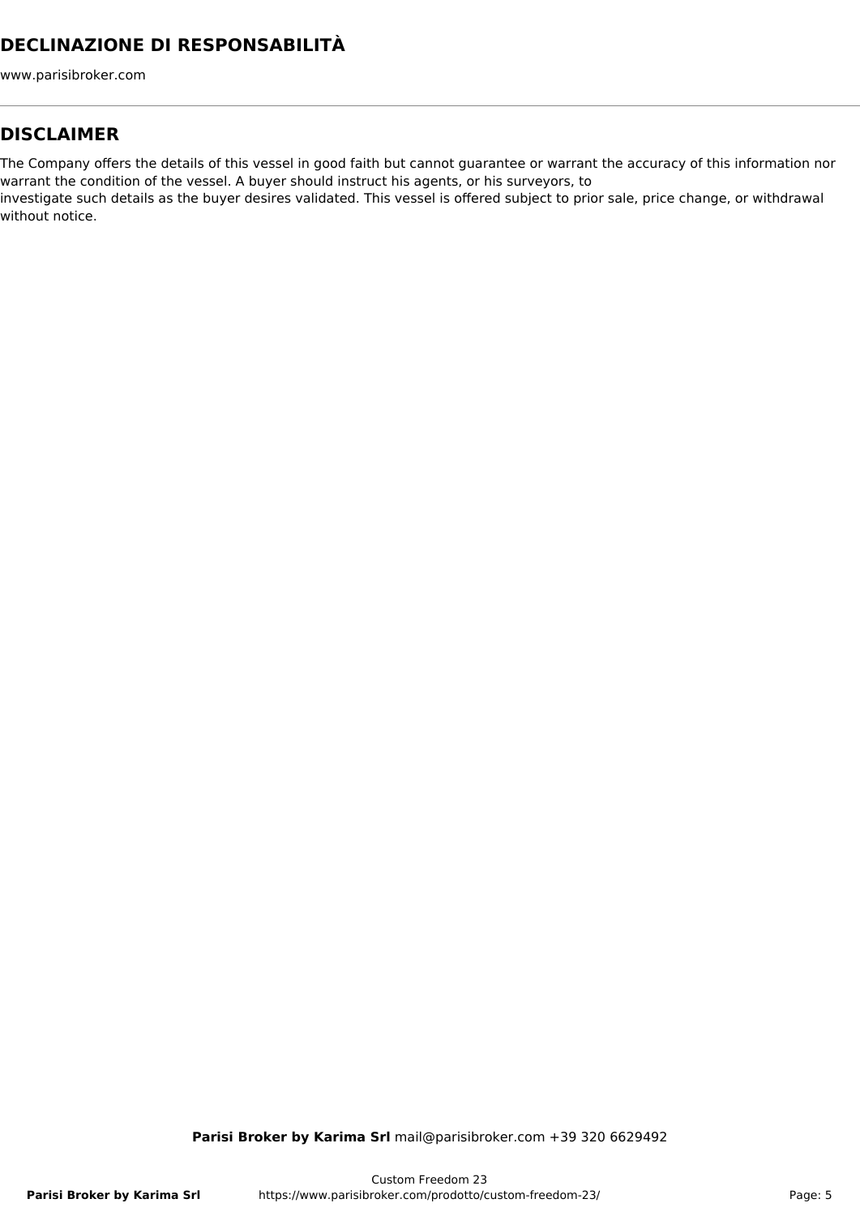# DECLINAZIONE DI RESPONSABILITÀ

www.parisibroker.com

---

## DISCLAIMER

The Company offers the details of this vessel in good faith but cannot guarantee or warrant the accuracy of this information nor warrant the condition of the vessel. A buyer should instruct his agents, or his surveyors, to investigate such details as the buyer desires validated. This vessel is offered subject to prior sale, price change, or withdrawal without notice.

**Parisi Broker by Karima Srl** mail@parisibroker.com +39 320 6629492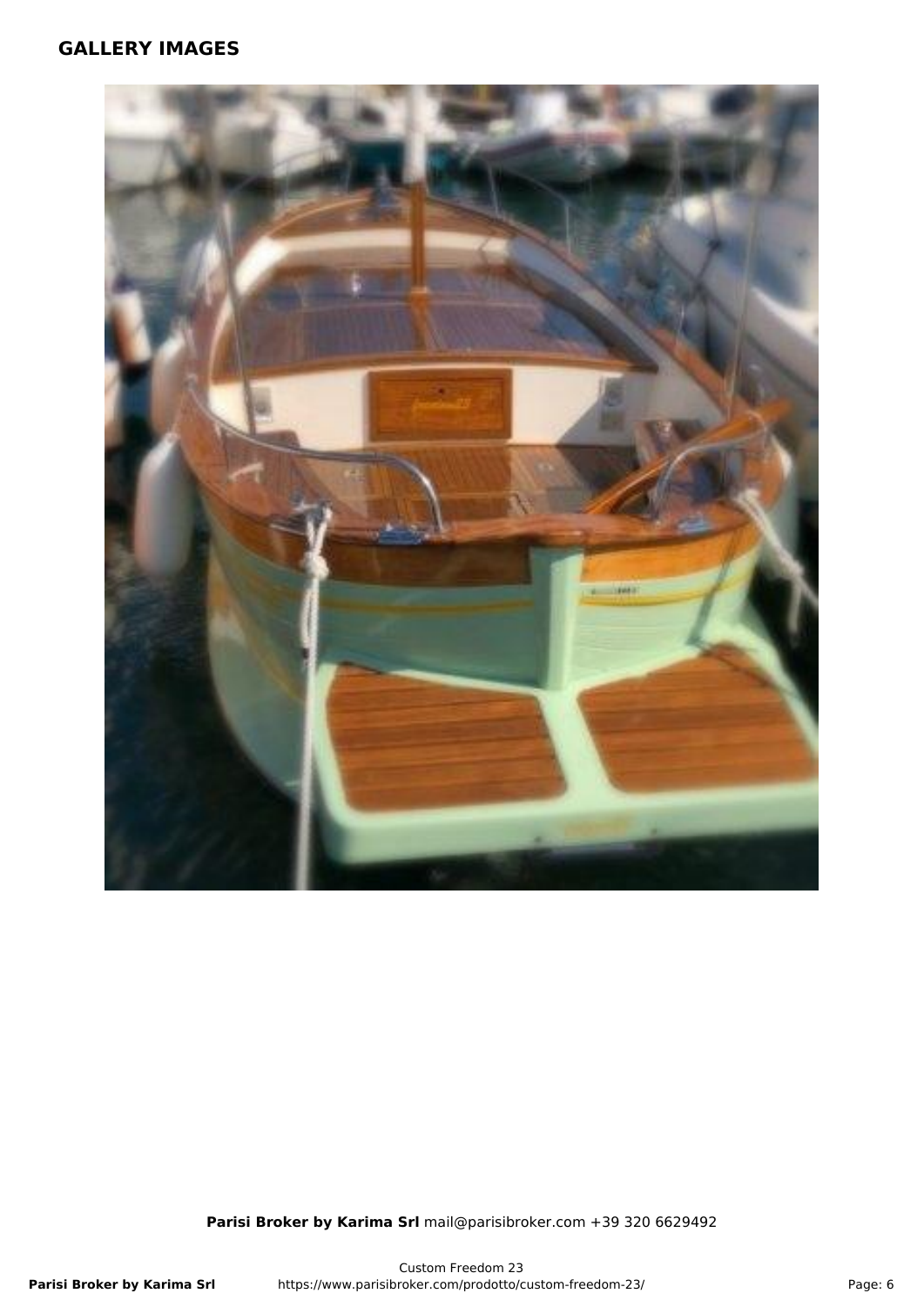## GALLERY IMAGES

**Parisi Broker by Karima Srl** mail@parisibroker.com +39 320 6629492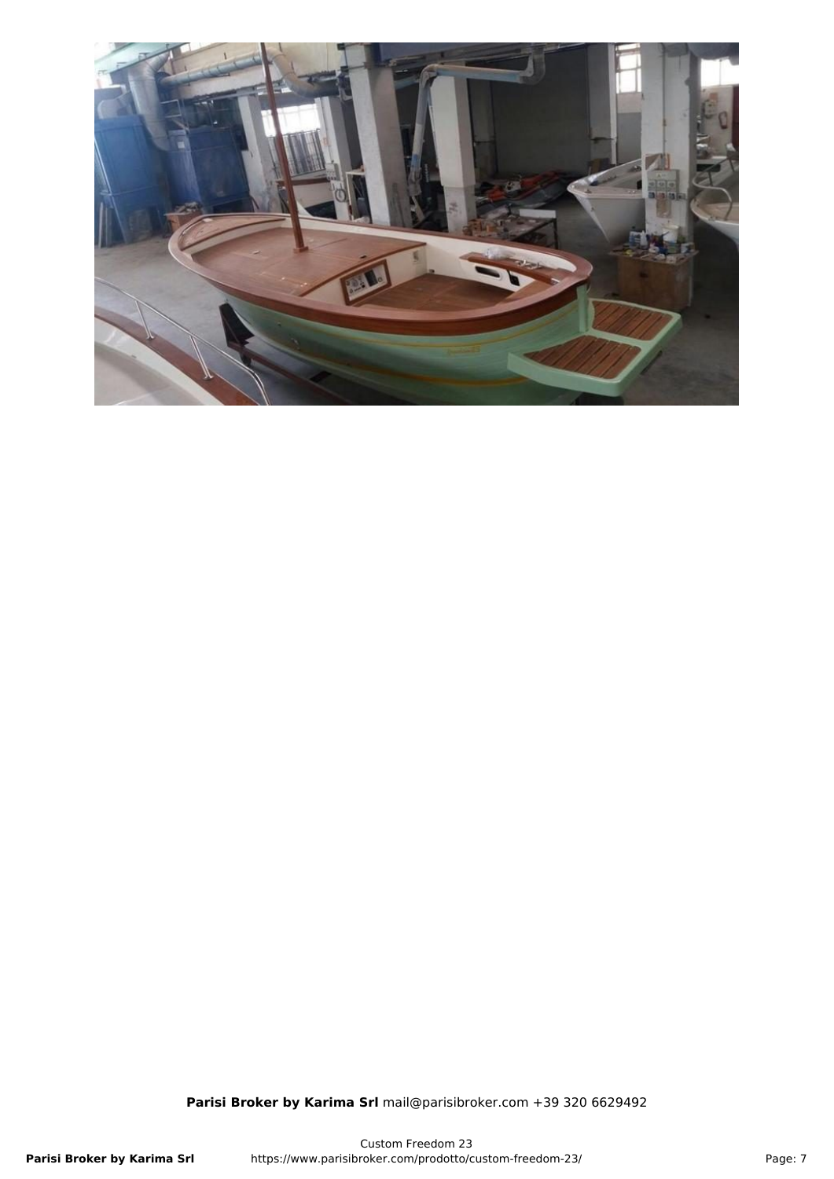**Parisi Broker by Karima Srl** mail@parisibroker.com +39 320 6629492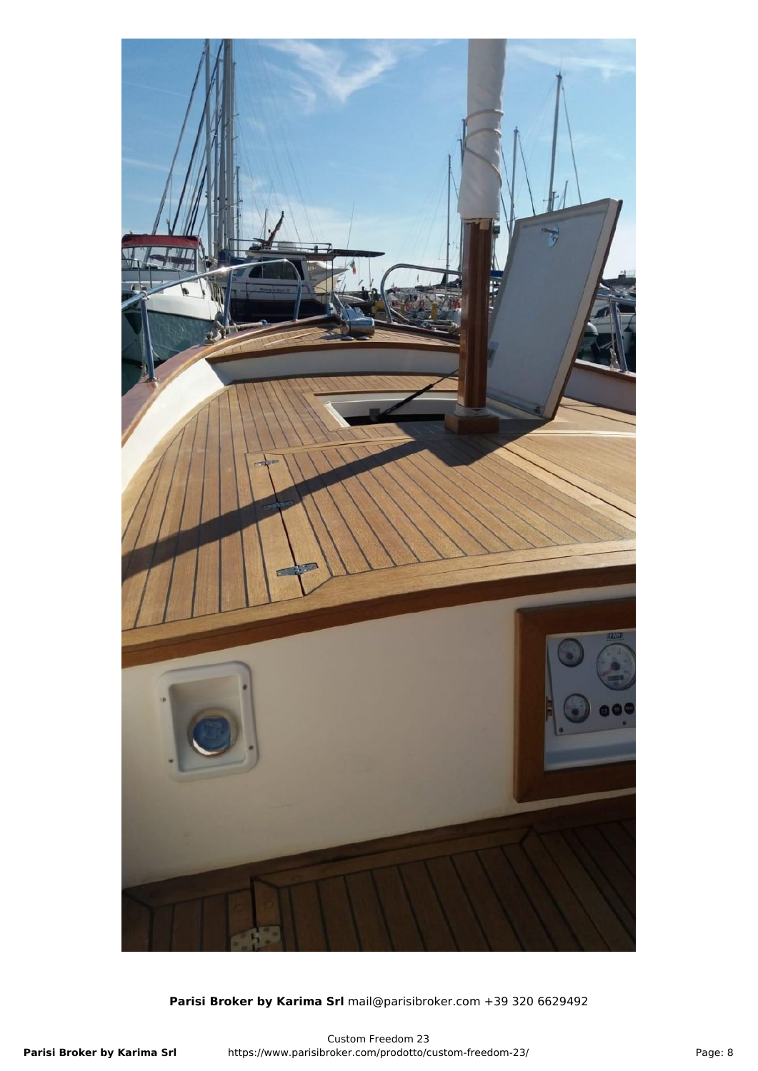**Parisi Broker by Karima Srl** mail@parisibroker.com +39 320 6629492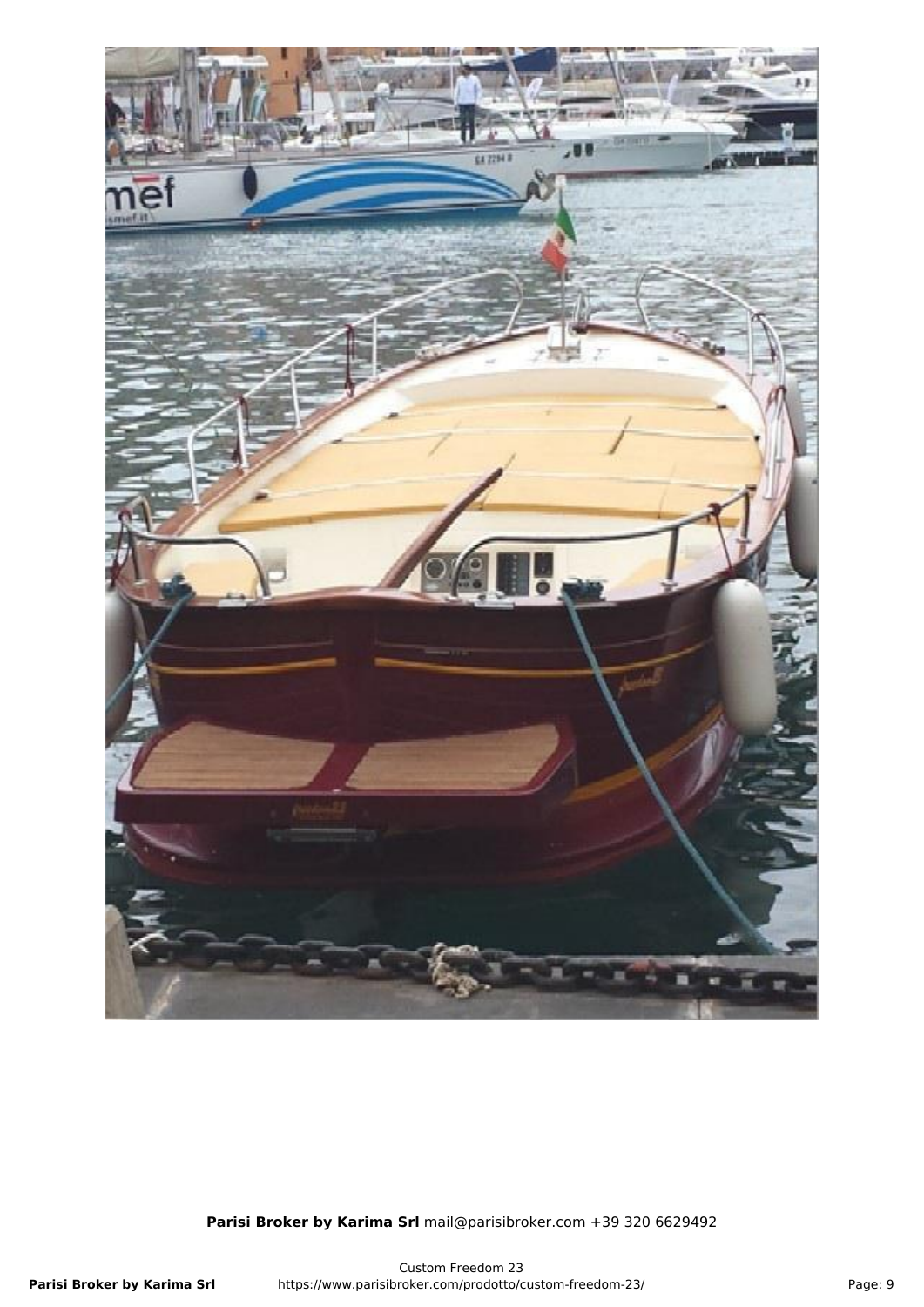**Parisi Broker by Karima Srl** mail@parisibroker.com +39 320 6629492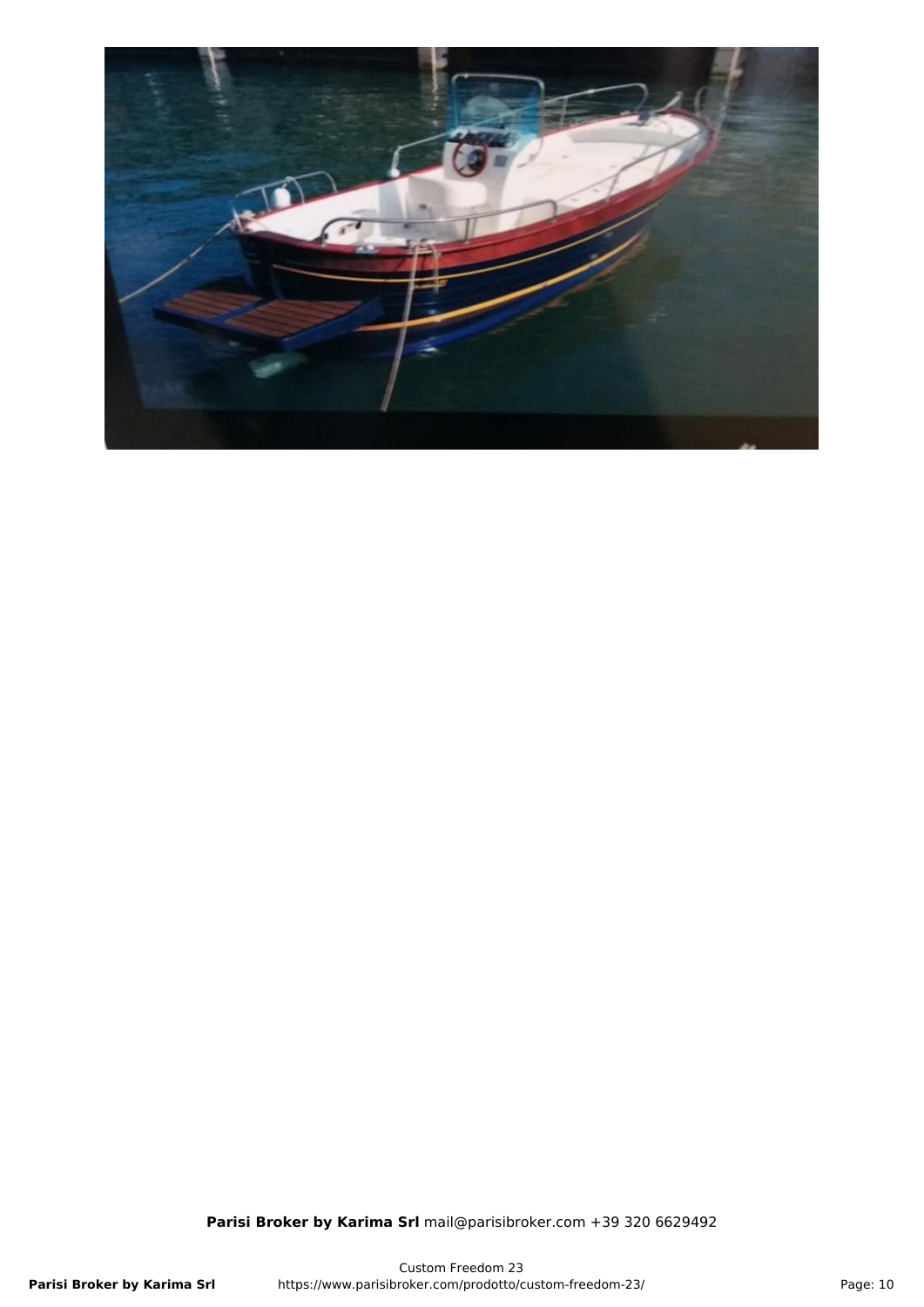**Parisi Broker by Karima Srl** mail@parisibroker.com +39 320 6629492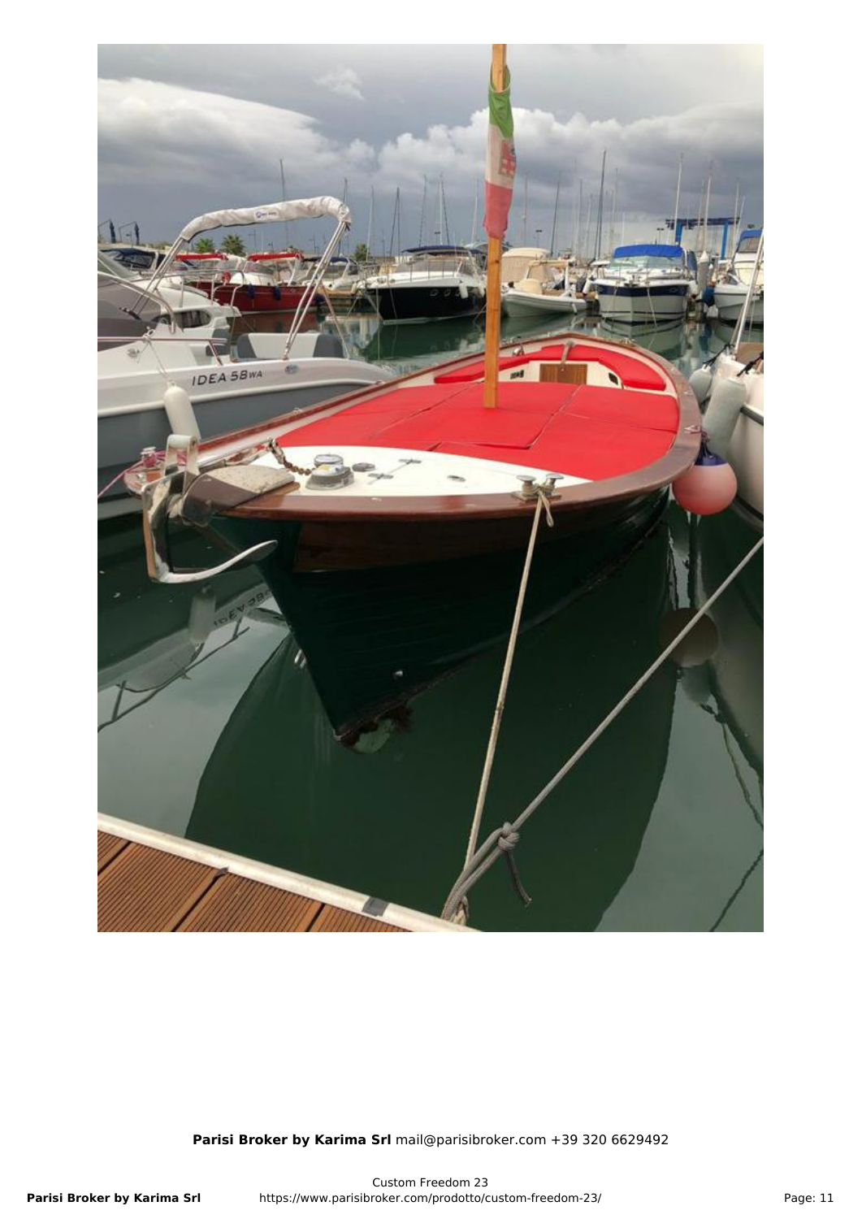**Parisi Broker by Karima Srl** mail@parisibroker.com +39 320 6629492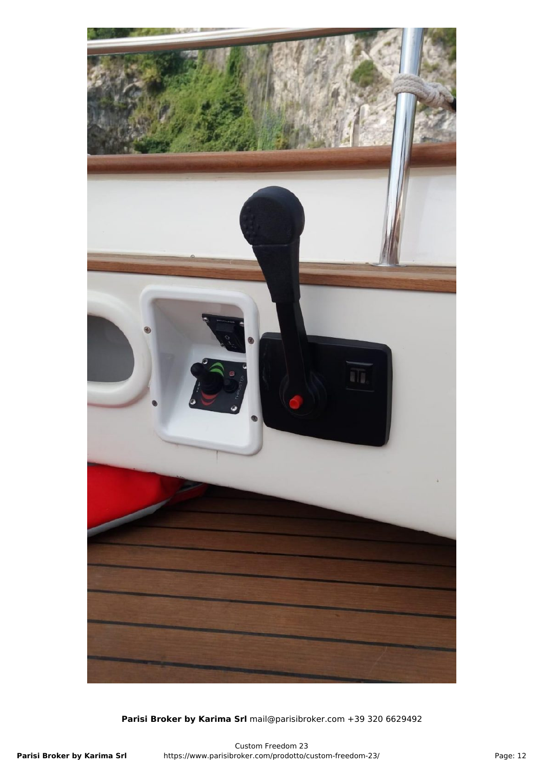**Parisi Broker by Karima Srl** mail@parisibroker.com +39 320 6629492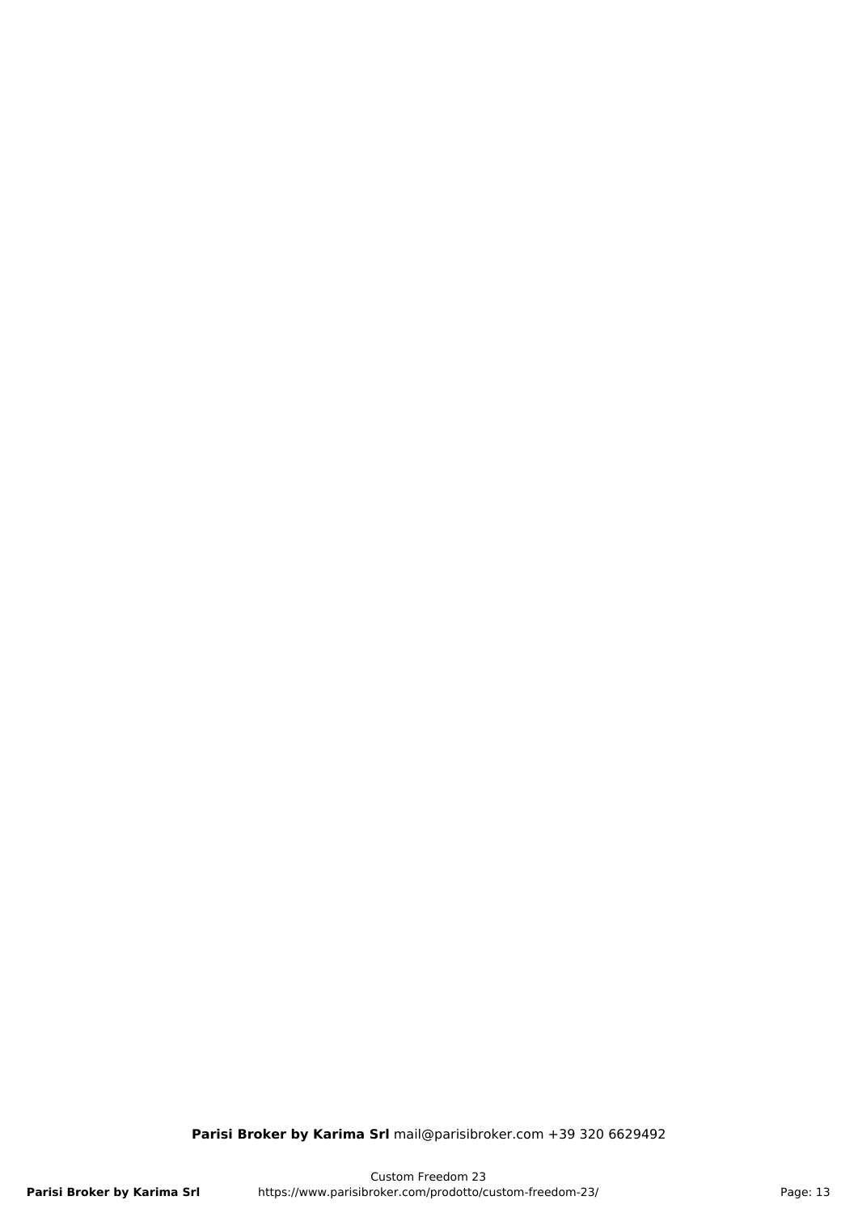**Parisi Broker by Karima Srl** mail@parisibroker.com +39 320 6629492